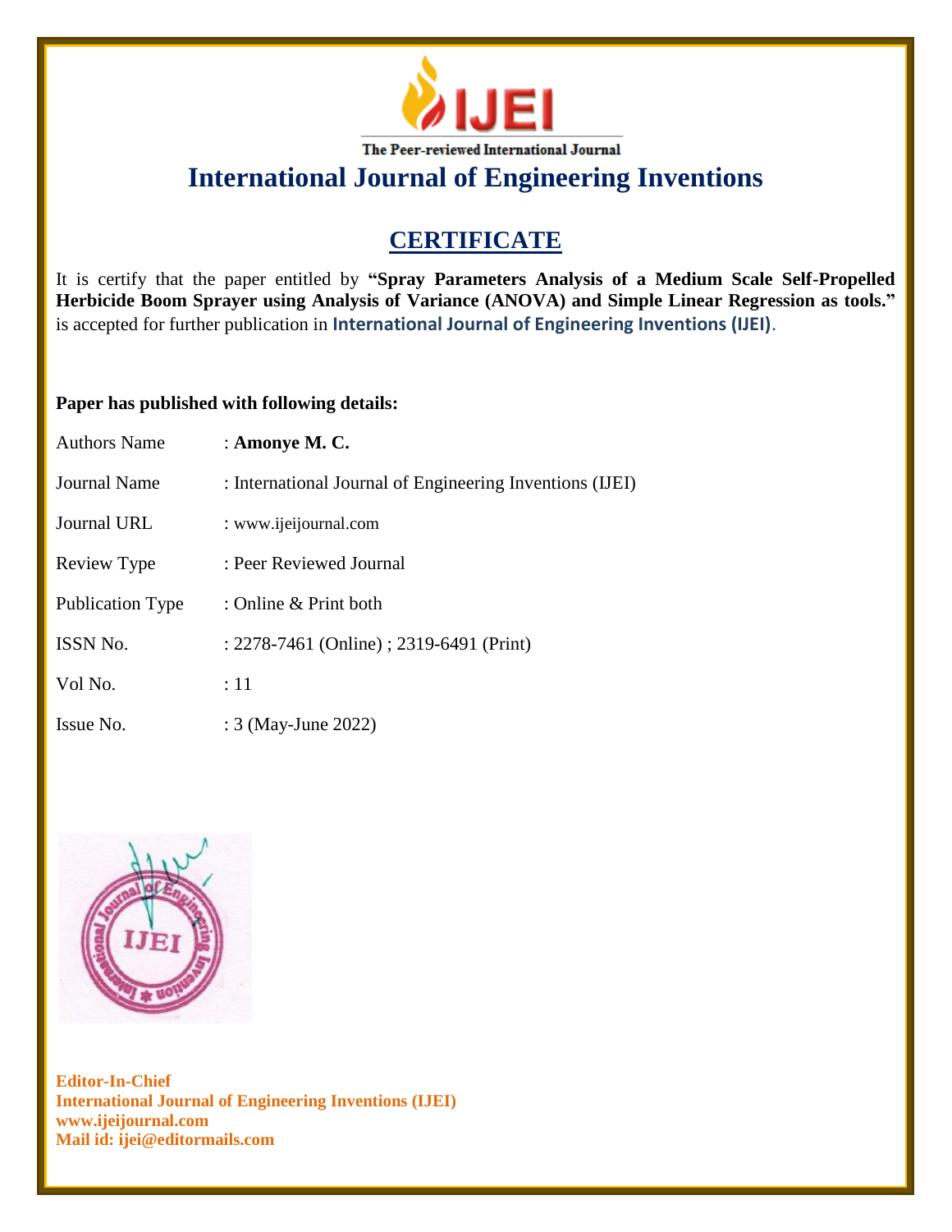IJEI

The Peer-reviewed International Journal

# International Journal of Engineering Inventions

## CERTIFICATE

It is certify that the paper entitled by **"Spray Parameters Analysis of a Medium Scale Self-Propelled Herbicide Boom Sprayer using Analysis of Variance (ANOVA) and Simple Linear Regression as tools."** is accepted for further publication in **International Journal of Engineering Inventions (IJEI)**.

**Paper has published with following details:**

| | |
|---|---|
| Authors Name | : **Amonye M. C.** |
| Journal Name | : International Journal of Engineering Inventions (IJEI) |
| Journal URL | : www.ijeijournal.com |
| Review Type | : Peer Reviewed Journal |
| Publication Type | : Online & Print both |
| ISSN No. | : 2278-7461 (Online) ; 2319-6491 (Print) |
| Vol No. | : 11 |
| Issue No. | : 3 (May-June 2022) |

**Editor-In-Chief**
**International Journal of Engineering Inventions (IJEI)**
**www.ijeijournal.com**
**Mail id: ijei@editormails.com**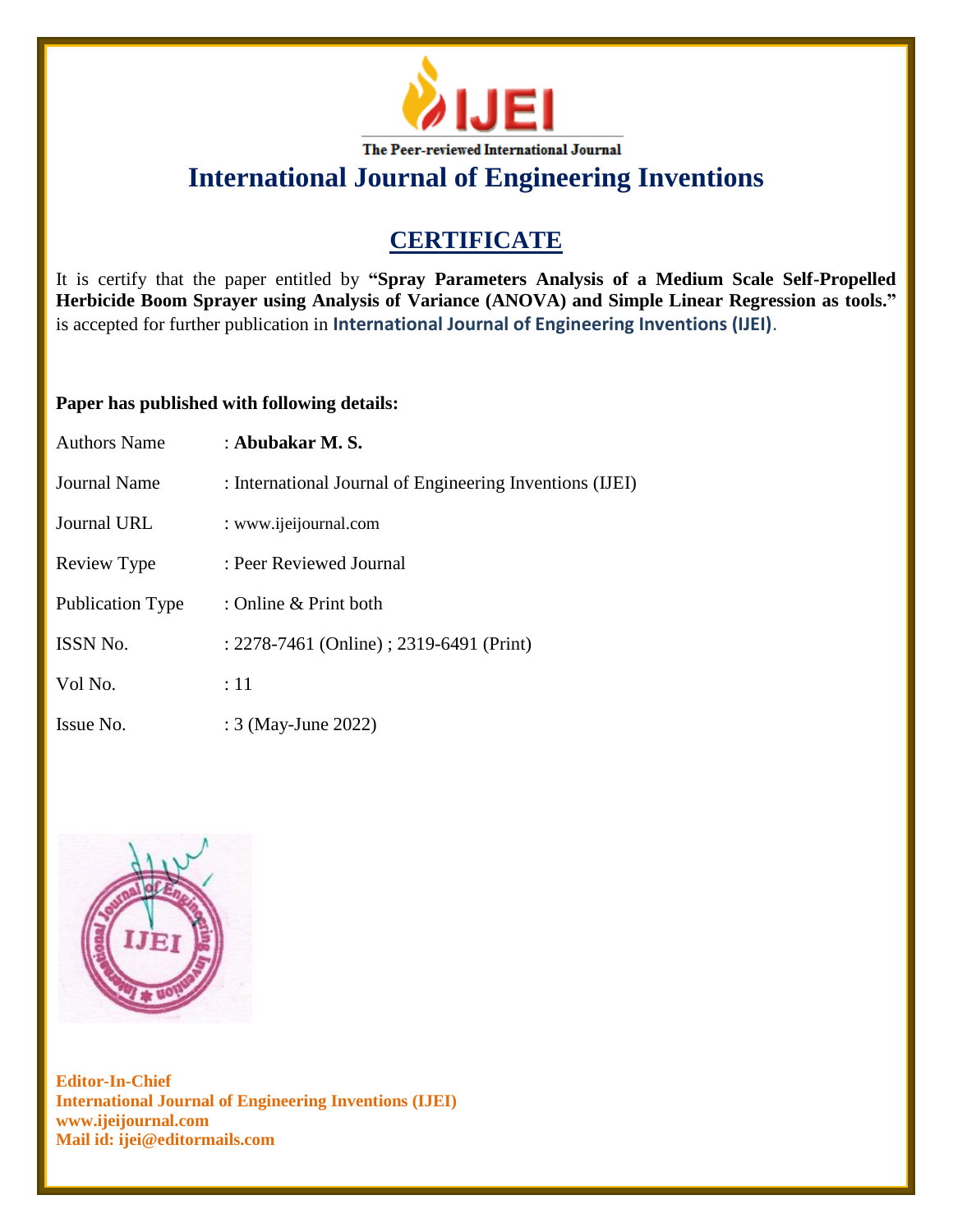IJEI

The Peer-reviewed International Journal

# International Journal of Engineering Inventions

## CERTIFICATE

It is certify that the paper entitled by **"Spray Parameters Analysis of a Medium Scale Self-Propelled Herbicide Boom Sprayer using Analysis of Variance (ANOVA) and Simple Linear Regression as tools."** is accepted for further publication in **International Journal of Engineering Inventions (IJEI)**.

**Paper has published with following details:**

| | |
|---|---|
| Authors Name | : **Abubakar M. S.** |
| Journal Name | : International Journal of Engineering Inventions (IJEI) |
| Journal URL | : www.ijeijournal.com |
| Review Type | : Peer Reviewed Journal |
| Publication Type | : Online & Print both |
| ISSN No. | : 2278-7461 (Online) ; 2319-6491 (Print) |
| Vol No. | : 11 |
| Issue No. | : 3 (May-June 2022) |

**Editor-In-Chief**
**International Journal of Engineering Inventions (IJEI)**
**www.ijeijournal.com**
**Mail id: ijei@editormails.com**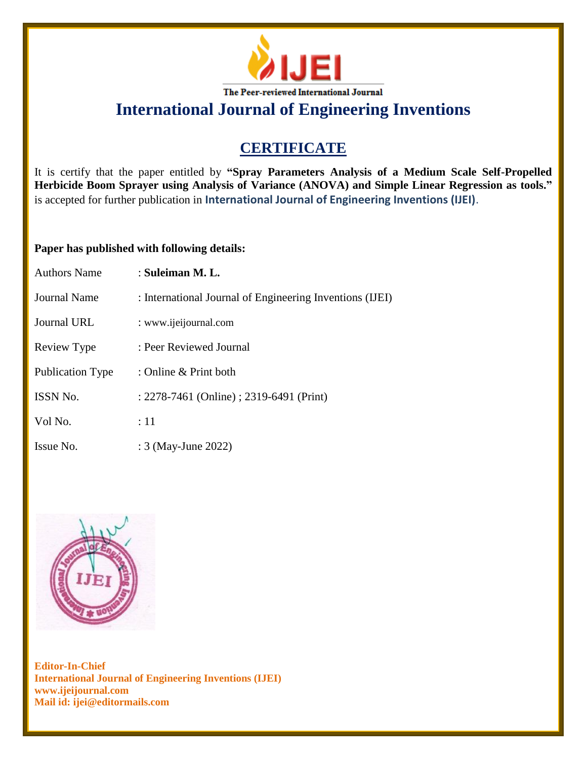The Peer-reviewed International Journal

# International Journal of Engineering Inventions

## CERTIFICATE

It is certify that the paper entitled by **"Spray Parameters Analysis of a Medium Scale Self-Propelled Herbicide Boom Sprayer using Analysis of Variance (ANOVA) and Simple Linear Regression as tools."** is accepted for further publication in **International Journal of Engineering Inventions (IJEI)**.

**Paper has published with following details:**

| | |
|---|---|
| Authors Name | : **Suleiman M. L.** |
| Journal Name | : International Journal of Engineering Inventions (IJEI) |
| Journal URL | : www.ijeijournal.com |
| Review Type | : Peer Reviewed Journal |
| Publication Type | : Online & Print both |
| ISSN No. | : 2278-7461 (Online) ; 2319-6491 (Print) |
| Vol No. | : 11 |
| Issue No. | : 3 (May-June 2022) |

**Editor-In-Chief**
**International Journal of Engineering Inventions (IJEI)**
**www.ijeijournal.com**
**Mail id: ijei@editormails.com**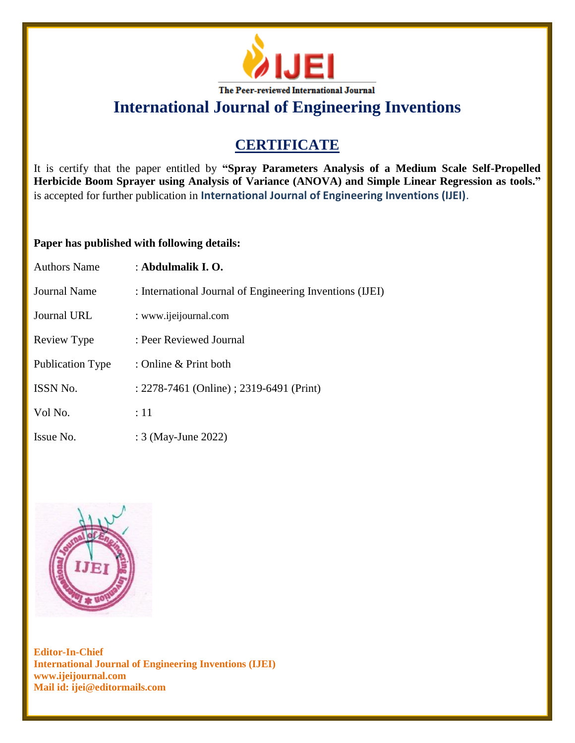IJEI

The Peer-reviewed International Journal

# International Journal of Engineering Inventions

## CERTIFICATE

It is certify that the paper entitled by **"Spray Parameters Analysis of a Medium Scale Self-Propelled Herbicide Boom Sprayer using Analysis of Variance (ANOVA) and Simple Linear Regression as tools."** is accepted for further publication in **International Journal of Engineering Inventions (IJEI)**.

**Paper has published with following details:**

| | |
|---|---|
| Authors Name | : **Abdulmalik I. O.** |
| Journal Name | : International Journal of Engineering Inventions (IJEI) |
| Journal URL | : www.ijeijournal.com |
| Review Type | : Peer Reviewed Journal |
| Publication Type | : Online & Print both |
| ISSN No. | : 2278-7461 (Online) ; 2319-6491 (Print) |
| Vol No. | : 11 |
| Issue No. | : 3 (May-June 2022) |

**Editor-In-Chief**
**International Journal of Engineering Inventions (IJEI)**
**www.ijeijournal.com**
**Mail id: ijei@editormails.com**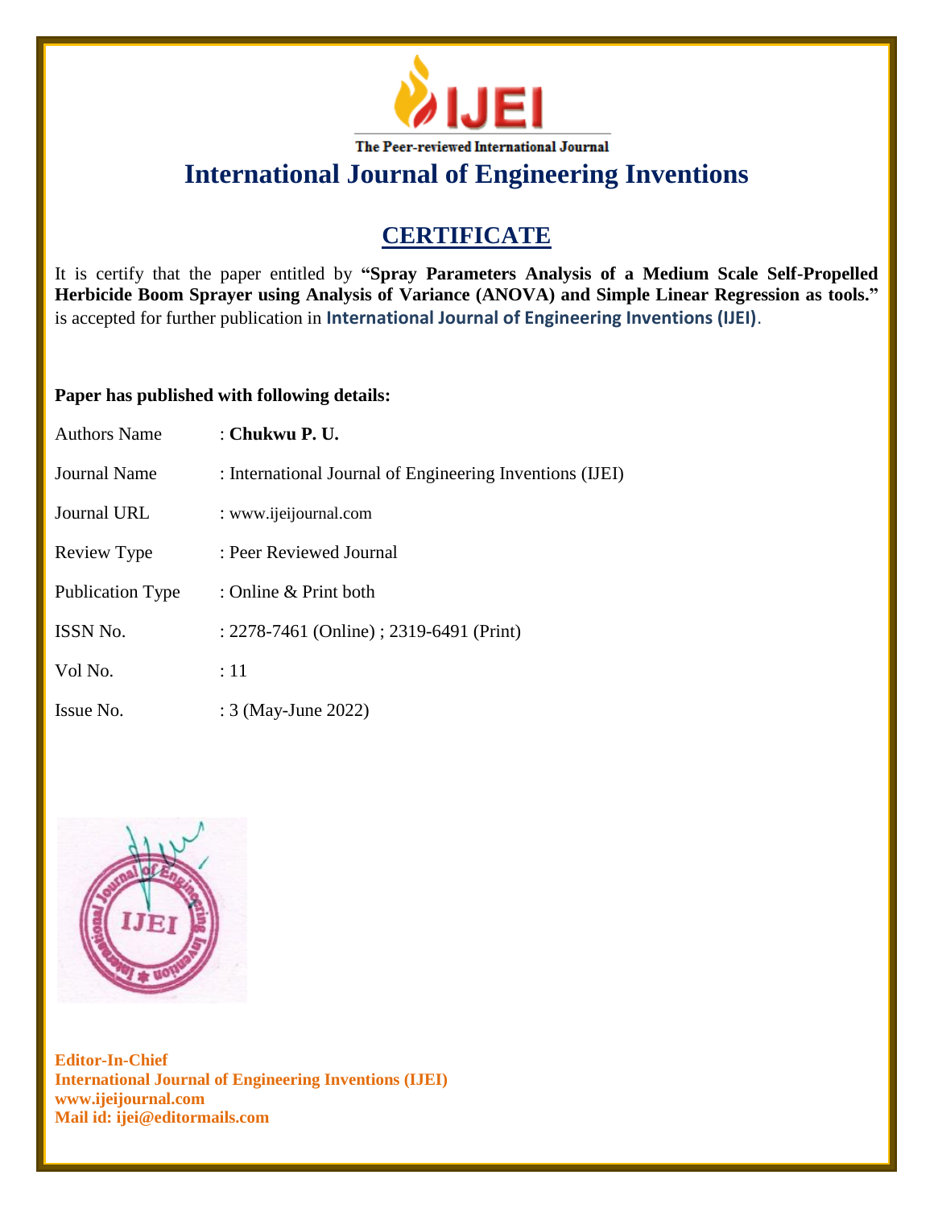IJEI

The Peer-reviewed International Journal

# International Journal of Engineering Inventions

## CERTIFICATE

It is certify that the paper entitled by **"Spray Parameters Analysis of a Medium Scale Self-Propelled Herbicide Boom Sprayer using Analysis of Variance (ANOVA) and Simple Linear Regression as tools."** is accepted for further publication in **International Journal of Engineering Inventions (IJEI)**.

**Paper has published with following details:**

| | |
|---|---|
| Authors Name | : **Chukwu P. U.** |
| Journal Name | : International Journal of Engineering Inventions (IJEI) |
| Journal URL | : www.ijeijournal.com |
| Review Type | : Peer Reviewed Journal |
| Publication Type | : Online & Print both |
| ISSN No. | : 2278-7461 (Online) ; 2319-6491 (Print) |
| Vol No. | : 11 |
| Issue No. | : 3 (May-June 2022) |

**Editor-In-Chief**
**International Journal of Engineering Inventions (IJEI)**
**www.ijeijournal.com**
**Mail id: ijei@editormails.com**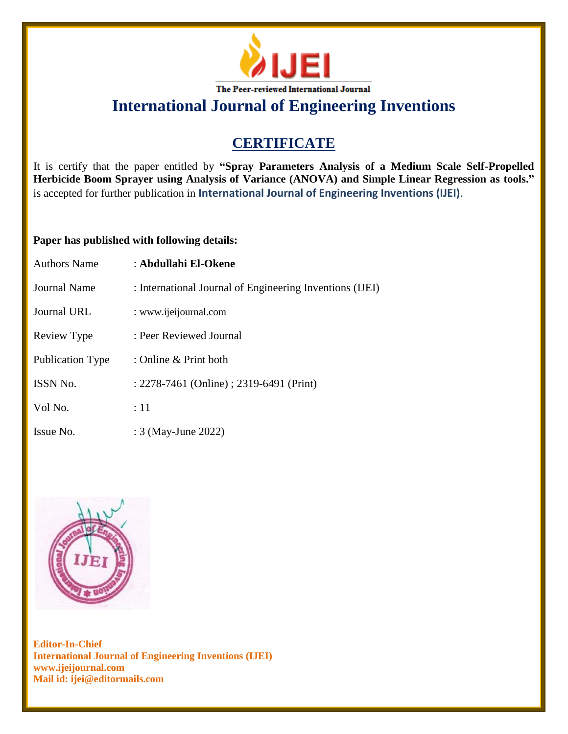IJEI

The Peer-reviewed International Journal

# International Journal of Engineering Inventions

## CERTIFICATE

It is certify that the paper entitled by **"Spray Parameters Analysis of a Medium Scale Self-Propelled Herbicide Boom Sprayer using Analysis of Variance (ANOVA) and Simple Linear Regression as tools."** is accepted for further publication in **International Journal of Engineering Inventions (IJEI)**.

**Paper has published with following details:**

| | |
|---|---|
| Authors Name | : **Abdullahi El-Okene** |
| Journal Name | : International Journal of Engineering Inventions (IJEI) |
| Journal URL | : www.ijeijournal.com |
| Review Type | : Peer Reviewed Journal |
| Publication Type | : Online & Print both |
| ISSN No. | : 2278-7461 (Online) ; 2319-6491 (Print) |
| Vol No. | : 11 |
| Issue No. | : 3 (May-June 2022) |

**Editor-In-Chief**
**International Journal of Engineering Inventions (IJEI)**
**www.ijeijournal.com**
**Mail id: ijei@editormails.com**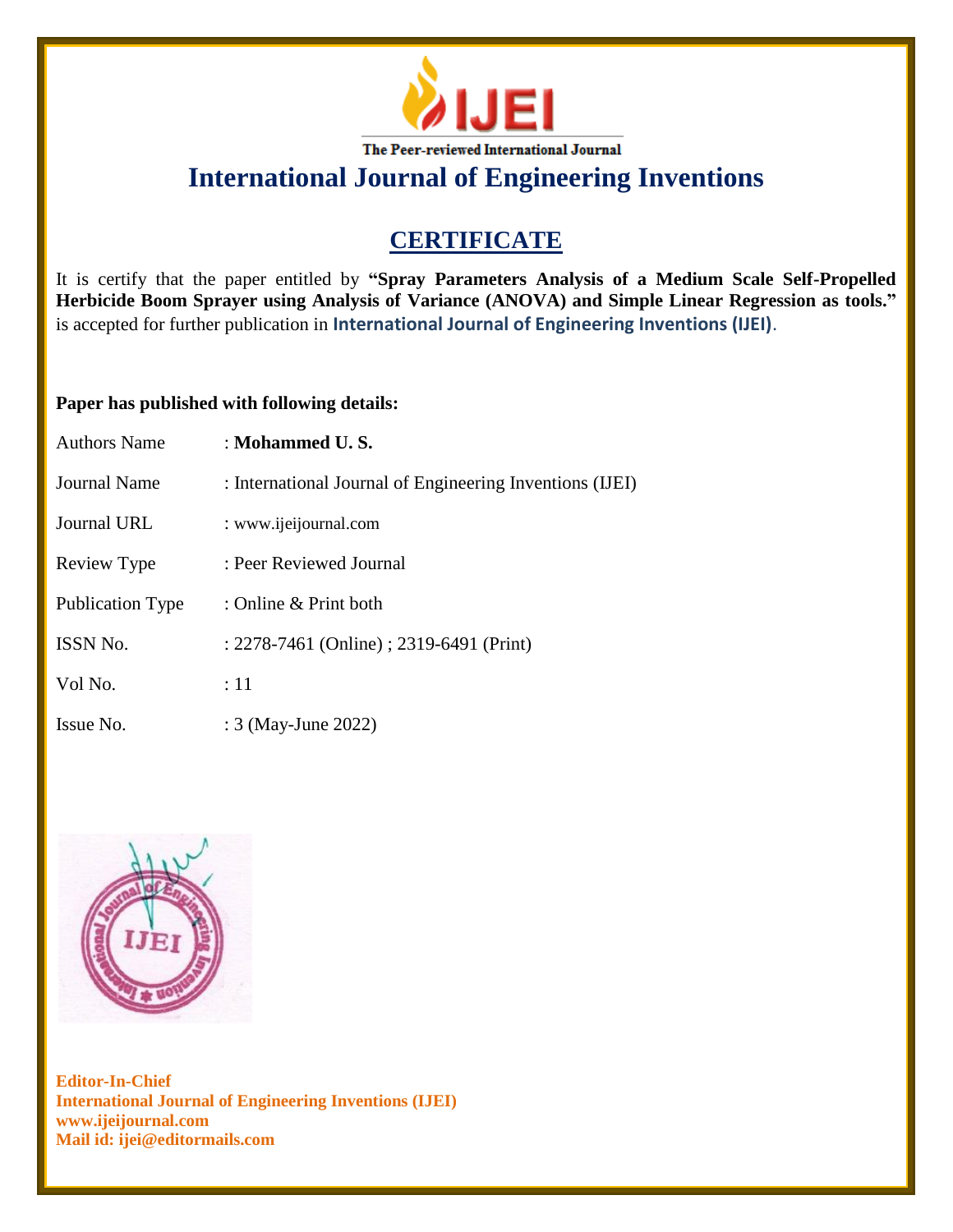**IJEI**

The Peer-reviewed International Journal

# International Journal of Engineering Inventions

## CERTIFICATE

It is certify that the paper entitled by **"Spray Parameters Analysis of a Medium Scale Self-Propelled Herbicide Boom Sprayer using Analysis of Variance (ANOVA) and Simple Linear Regression as tools."** is accepted for further publication in **International Journal of Engineering Inventions (IJEI)**.

**Paper has published with following details:**

| | |
|---|---|
| Authors Name | : **Mohammed U. S.** |
| Journal Name | : International Journal of Engineering Inventions (IJEI) |
| Journal URL | : www.ijeijournal.com |
| Review Type | : Peer Reviewed Journal |
| Publication Type | : Online & Print both |
| ISSN No. | : 2278-7461 (Online) ; 2319-6491 (Print) |
| Vol No. | : 11 |
| Issue No. | : 3 (May-June 2022) |

**Editor-In-Chief**
**International Journal of Engineering Inventions (IJEI)**
**www.ijeijournal.com**
**Mail id: ijei@editormails.com**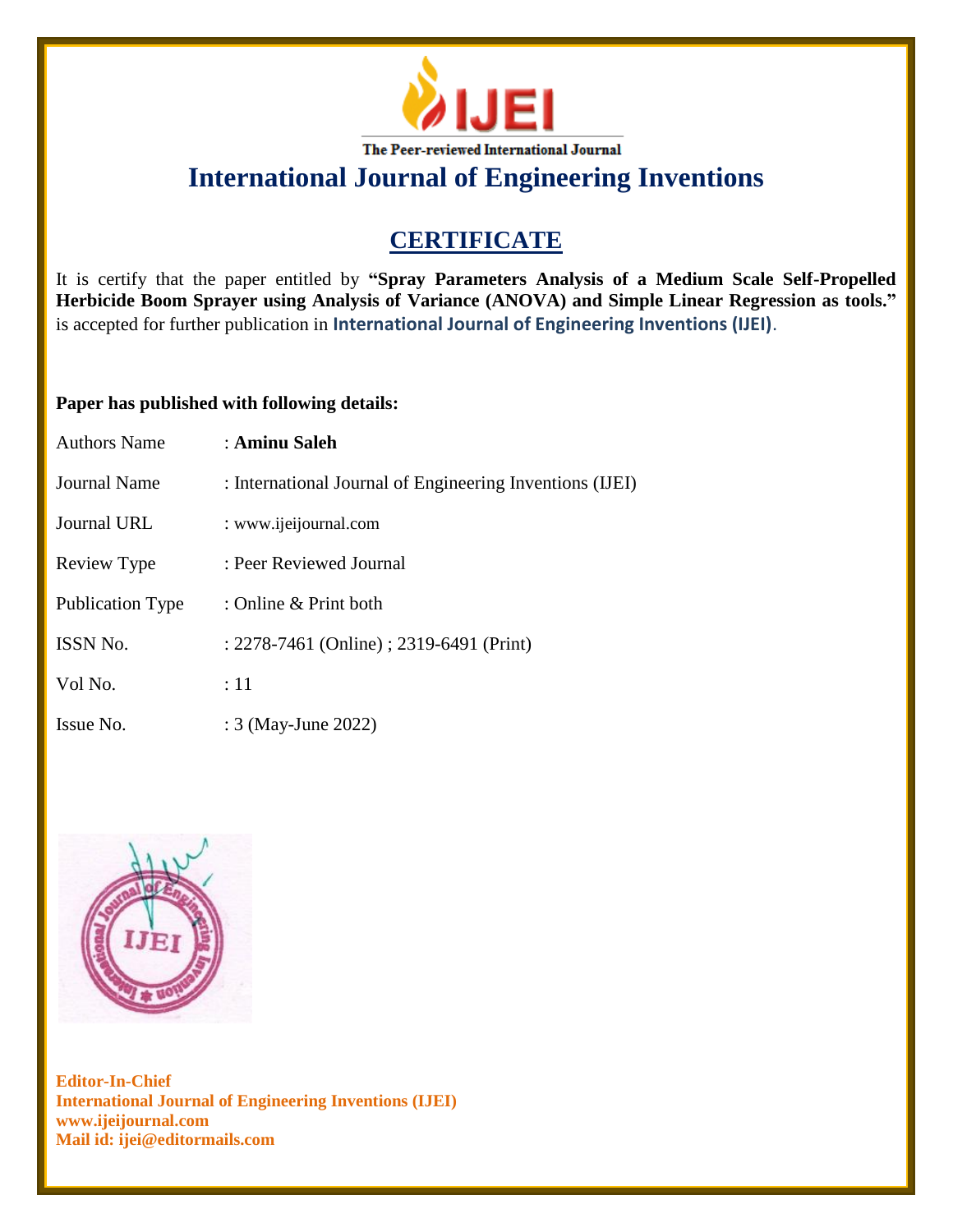IJEI

The Peer-reviewed International Journal

# International Journal of Engineering Inventions

## CERTIFICATE

It is certify that the paper entitled by **"Spray Parameters Analysis of a Medium Scale Self-Propelled Herbicide Boom Sprayer using Analysis of Variance (ANOVA) and Simple Linear Regression as tools."** is accepted for further publication in **International Journal of Engineering Inventions (IJEI)**.

**Paper has published with following details:**

| | |
|---|---|
| Authors Name | : **Aminu Saleh** |
| Journal Name | : International Journal of Engineering Inventions (IJEI) |
| Journal URL | : www.ijeijournal.com |
| Review Type | : Peer Reviewed Journal |
| Publication Type | : Online & Print both |
| ISSN No. | : 2278-7461 (Online) ; 2319-6491 (Print) |
| Vol No. | : 11 |
| Issue No. | : 3 (May-June 2022) |

**Editor-In-Chief**
**International Journal of Engineering Inventions (IJEI)**
**www.ijeijournal.com**
**Mail id: ijei@editormails.com**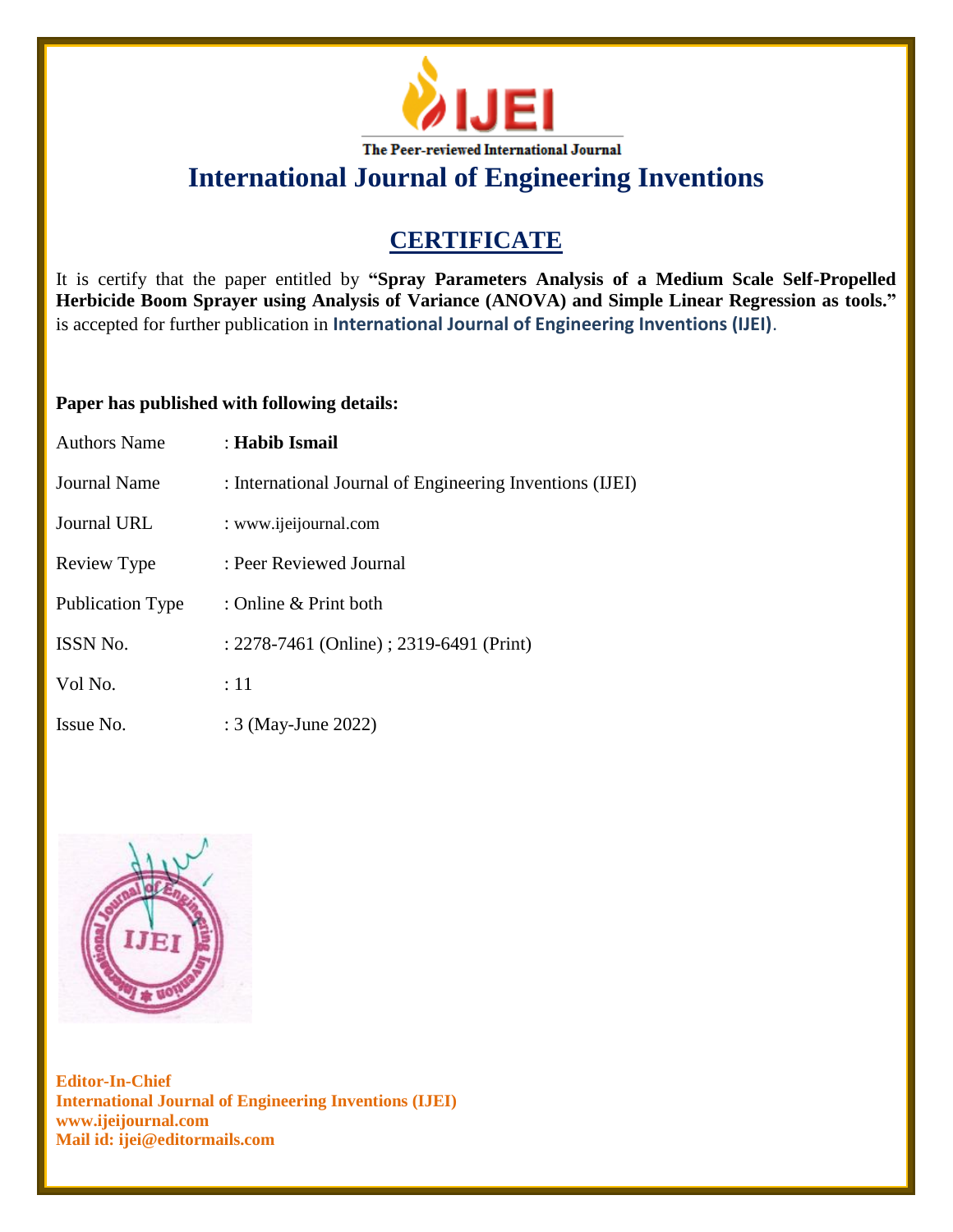IJEI

The Peer-reviewed International Journal

# International Journal of Engineering Inventions

## CERTIFICATE

It is certify that the paper entitled by **"Spray Parameters Analysis of a Medium Scale Self-Propelled Herbicide Boom Sprayer using Analysis of Variance (ANOVA) and Simple Linear Regression as tools."** is accepted for further publication in **International Journal of Engineering Inventions (IJEI)**.

**Paper has published with following details:**

| | |
|---|---|
| Authors Name | : **Habib Ismail** |
| Journal Name | : International Journal of Engineering Inventions (IJEI) |
| Journal URL | : www.ijeijournal.com |
| Review Type | : Peer Reviewed Journal |
| Publication Type | : Online & Print both |
| ISSN No. | : 2278-7461 (Online) ; 2319-6491 (Print) |
| Vol No. | : 11 |
| Issue No. | : 3 (May-June 2022) |

**Editor-In-Chief**
**International Journal of Engineering Inventions (IJEI)**
**www.ijeijournal.com**
**Mail id: ijei@editormails.com**